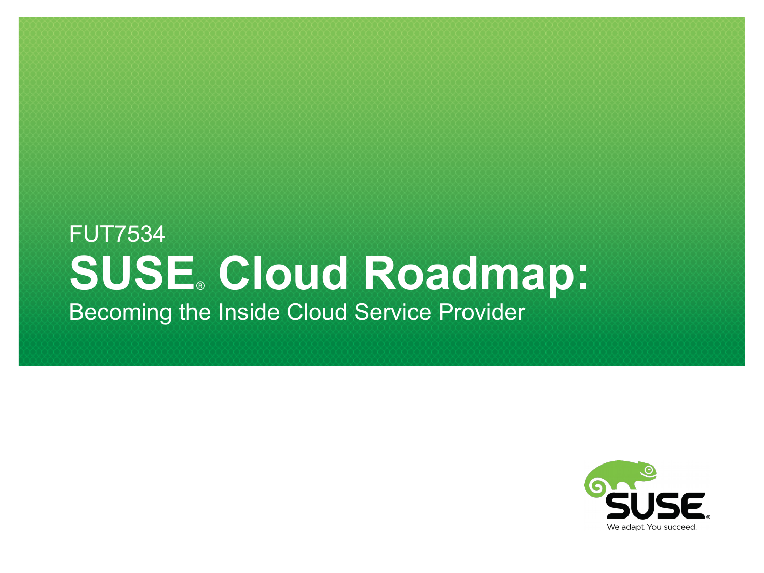FUT7534

# SUSE® Cloud Roadmap:

Becoming the Inside Cloud Service Provider

We adapt. You succeed.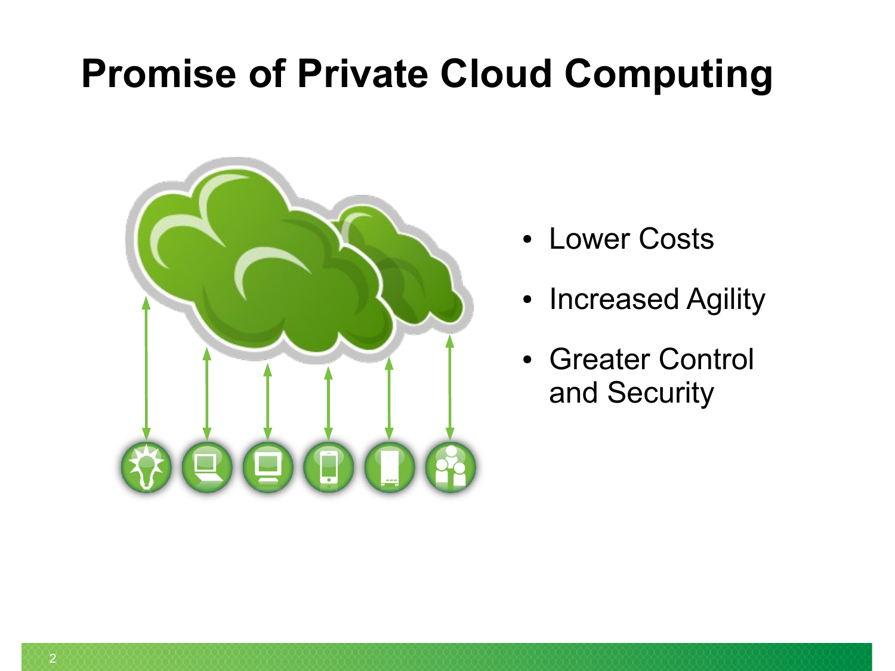# Promise of Private Cloud Computing

- Lower Costs
- Increased Agility
- Greater Control and Security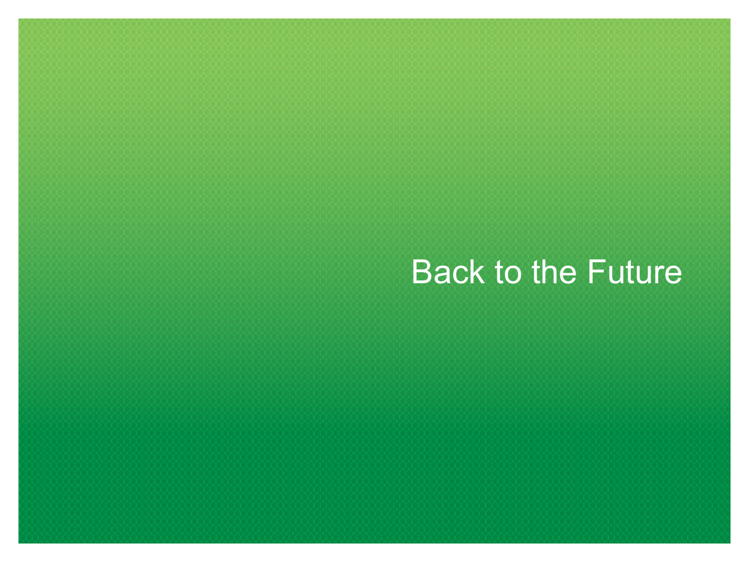# Back to the Future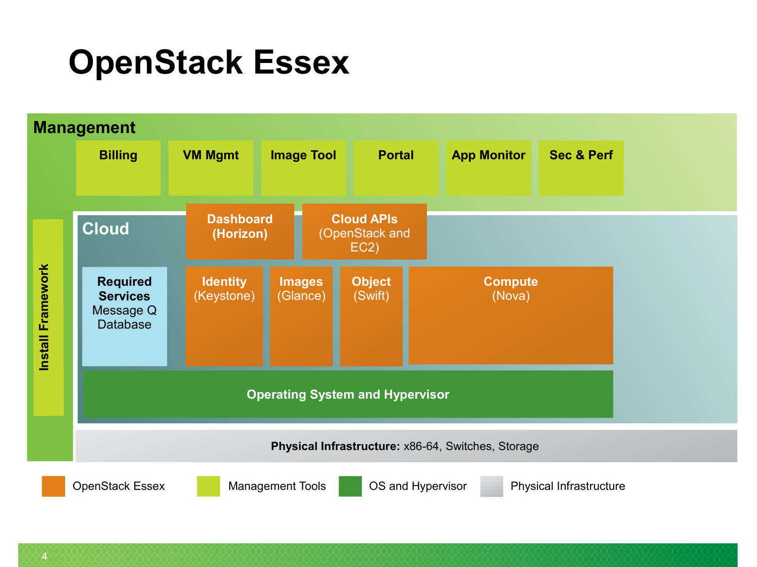# OpenStack Essex

**Management**

- **Billing**
- **VM Mgmt**
- **Image Tool**
- **Portal**
- **App Monitor**
- **Sec & Perf**

**Install Framework**

**Cloud**

- **Dashboard (Horizon)**
- **Cloud APIs** (OpenStack and EC2)
- **Required Services** Message Q Database
- **Identity** (Keystone)
- **Images** (Glance)
- **Object** (Swift)
- **Compute** (Nova)
- **Operating System and Hypervisor**

**Physical Infrastructure:** x86-64, Switches, Storage

Legend: OpenStack Essex | Management Tools | OS and Hypervisor | Physical Infrastructure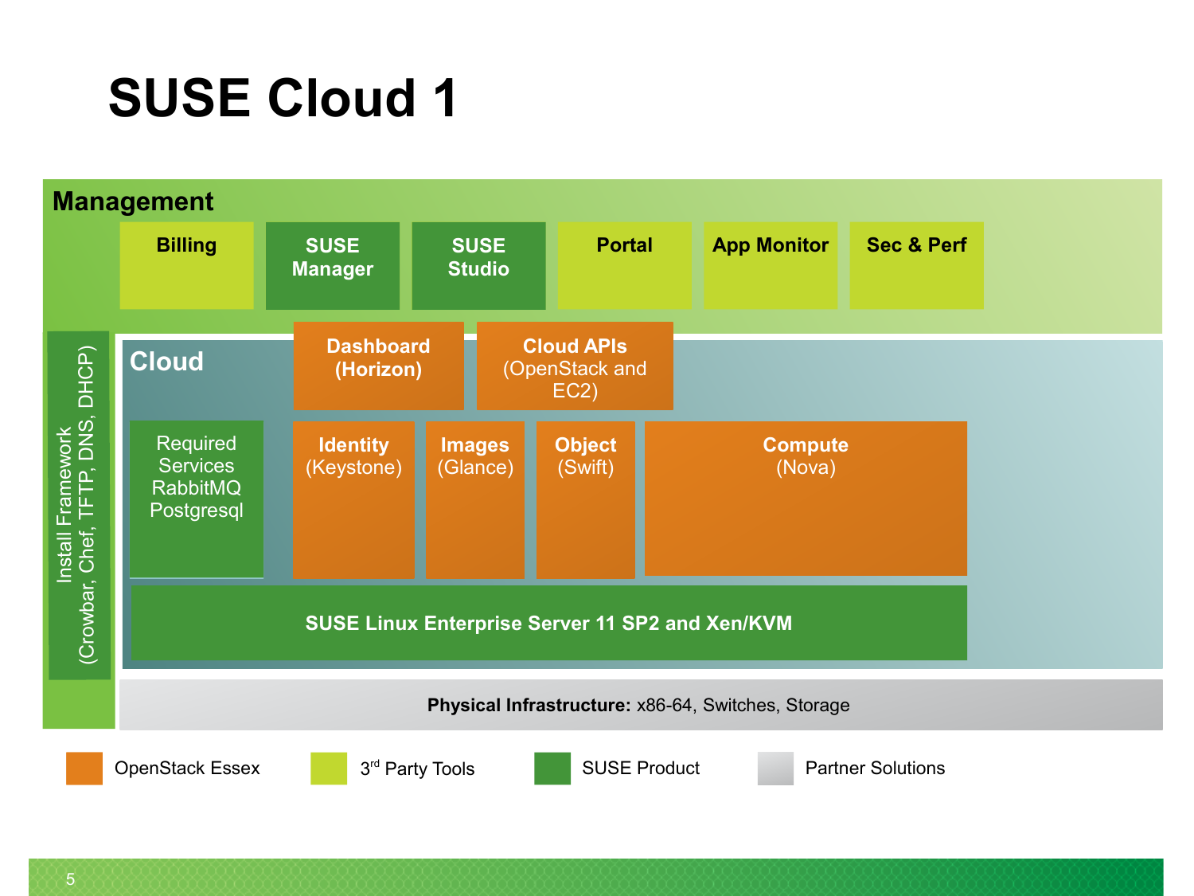# SUSE Cloud 1

## Management

- Billing
- SUSE Manager
- SUSE Studio
- Portal
- App Monitor
- Sec & Perf

Install Framework (Crowbar, Chef, TFTP, DNS, DHCP)

## Cloud

- **Dashboard (Horizon)**
- **Cloud APIs** (OpenStack and EC2)
- Required Services RabbitMQ Postgresql
- **Identity** (Keystone)
- **Images** (Glance)
- **Object** (Swift)
- **Compute** (Nova)

**SUSE Linux Enterprise Server 11 SP2 and Xen/KVM**

**Physical Infrastructure:** x86-64, Switches, Storage

Legend: OpenStack Essex | 3rd Party Tools | SUSE Product | Partner Solutions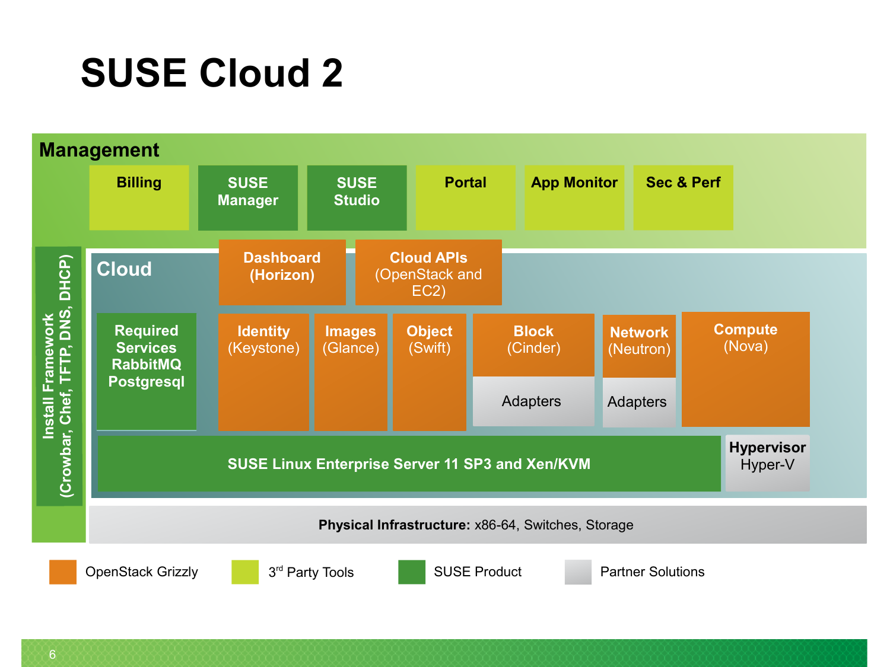# SUSE Cloud 2

## Management

- Billing
- SUSE Manager
- SUSE Studio
- Portal
- App Monitor
- Sec & Perf

**Install Framework** (Crowbar, Chef, TFTP, DNS, DHCP)

## Cloud

- **Dashboard (Horizon)**
- **Cloud APIs** (OpenStack and EC2)
- **Required Services RabbitMQ Postgresql**
- **Identity** (Keystone)
- **Images** (Glance)
- **Object** (Swift)
- **Block** (Cinder)
  - Adapters
- **Network** (Neutron)
  - Adapters
- **Compute** (Nova)

**SUSE Linux Enterprise Server 11 SP3 and Xen/KVM**

**Hypervisor** Hyper-V

**Physical Infrastructure:** x86-64, Switches, Storage

Legend:

- OpenStack Grizzly
- 3rd Party Tools
- SUSE Product
- Partner Solutions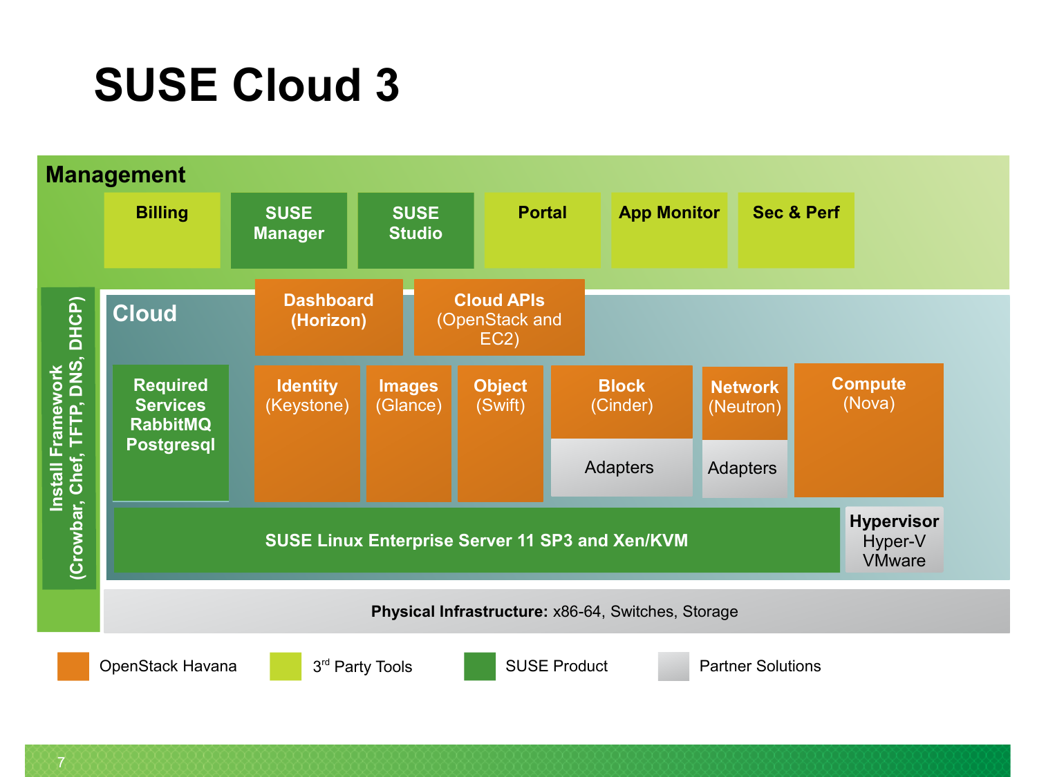# SUSE Cloud 3

## Management

- Billing
- SUSE Manager
- SUSE Studio
- Portal
- App Monitor
- Sec & Perf

## Cloud

- Dashboard (Horizon)
- Cloud APIs (OpenStack and EC2)
- Required Services RabbitMQ Postgresql
- Identity (Keystone)
- Images (Glance)
- Object (Swift)
- Block (Cinder)
  - Adapters
- Network (Neutron)
  - Adapters
- Compute (Nova)
- SUSE Linux Enterprise Server 11 SP3 and Xen/KVM
- Hypervisor Hyper-V VMware

Install Framework (Crowbar, Chef, TFTP, DNS, DHCP)

**Physical Infrastructure:** x86-64, Switches, Storage

Legend: OpenStack Havana | 3rd Party Tools | SUSE Product | Partner Solutions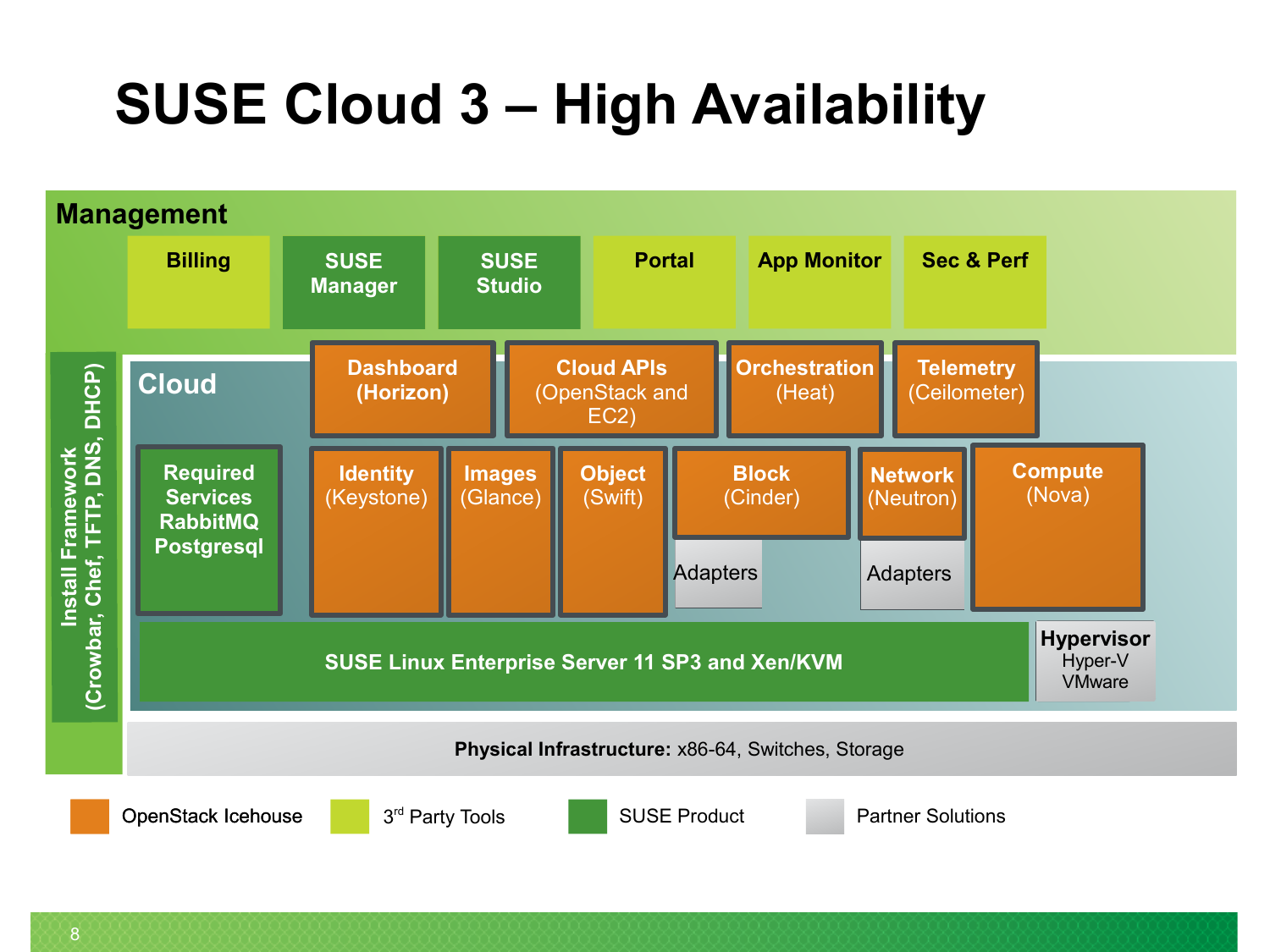# SUSE Cloud 3 – High Availability

**Management**

- Billing
- SUSE Manager
- SUSE Studio
- Portal
- App Monitor
- Sec & Perf

**Install Framework** (Crowbar, Chef, TFTP, DNS, DHCP)

**Cloud**

- **Dashboard** **(Horizon)**
- **Cloud APIs** (OpenStack and EC2)
- **Orchestration** (Heat)
- **Telemetry** (Ceilometer)
- **Required Services RabbitMQ Postgresql**
- **Identity** (Keystone)
- **Images** (Glance)
- **Object** (Swift)
- **Block** (Cinder)
  - Adapters
- **Network** (Neutron)
  - Adapters
- **Compute** (Nova)

**SUSE Linux Enterprise Server 11 SP3 and Xen/KVM**

**Hypervisor** Hyper-V VMware

**Physical Infrastructure:** x86-64, Switches, Storage

Legend: OpenStack Icehouse | 3rd Party Tools | SUSE Product | Partner Solutions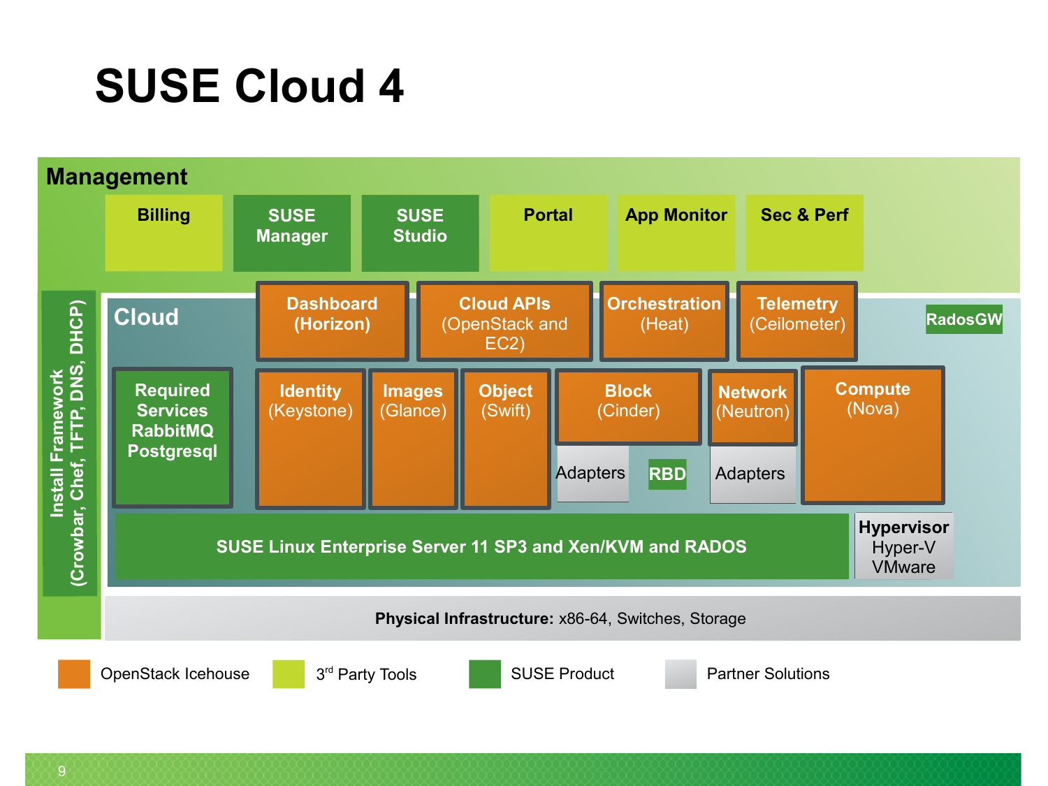# SUSE Cloud 4

## Management

- Billing
- SUSE Manager
- SUSE Studio
- Portal
- App Monitor
- Sec & Perf

**Install Framework** (Crowbar, Chef, TFTP, DNS, DHCP)

## Cloud

- **Dashboard** (Horizon)
- **Cloud APIs** (OpenStack and EC2)
- **Orchestration** (Heat)
- **Telemetry** (Ceilometer)
- RadosGW
- **Required Services** RabbitMQ Postgresql
- **Identity** (Keystone)
- **Images** (Glance)
- **Object** (Swift)
- **Block** (Cinder)
  - Adapters
  - RBD
- **Network** (Neutron)
  - Adapters
- **Compute** (Nova)

SUSE Linux Enterprise Server 11 SP3 and Xen/KVM and RADOS

**Hypervisor** Hyper-V VMware

**Physical Infrastructure:** x86-64, Switches, Storage

Legend: OpenStack Icehouse | 3rd Party Tools | SUSE Product | Partner Solutions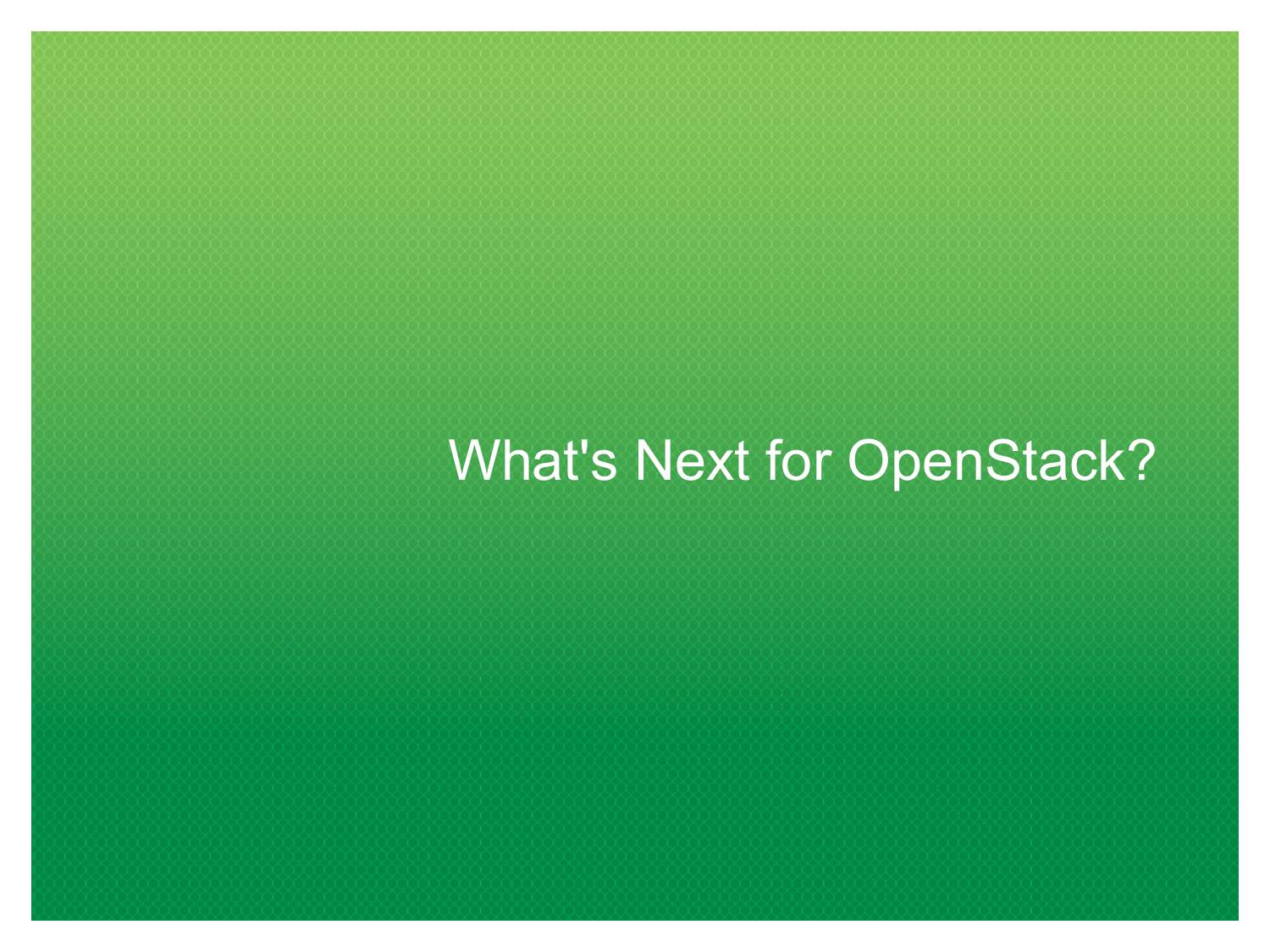# What's Next for OpenStack?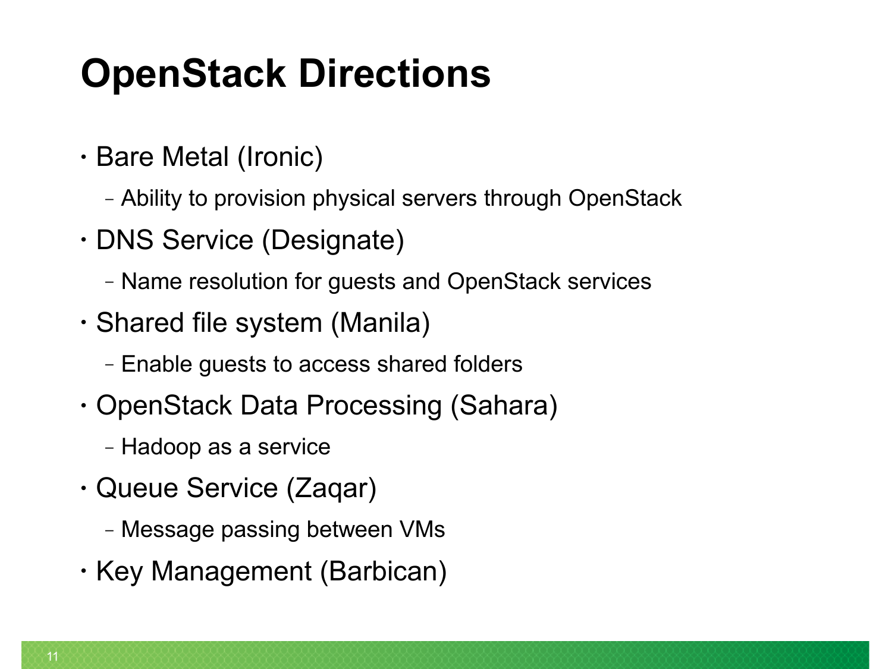# OpenStack Directions

- Bare Metal (Ironic)
  - Ability to provision physical servers through OpenStack
- DNS Service (Designate)
  - Name resolution for guests and OpenStack services
- Shared file system (Manila)
  - Enable guests to access shared folders
- OpenStack Data Processing (Sahara)
  - Hadoop as a service
- Queue Service (Zaqar)
  - Message passing between VMs
- Key Management (Barbican)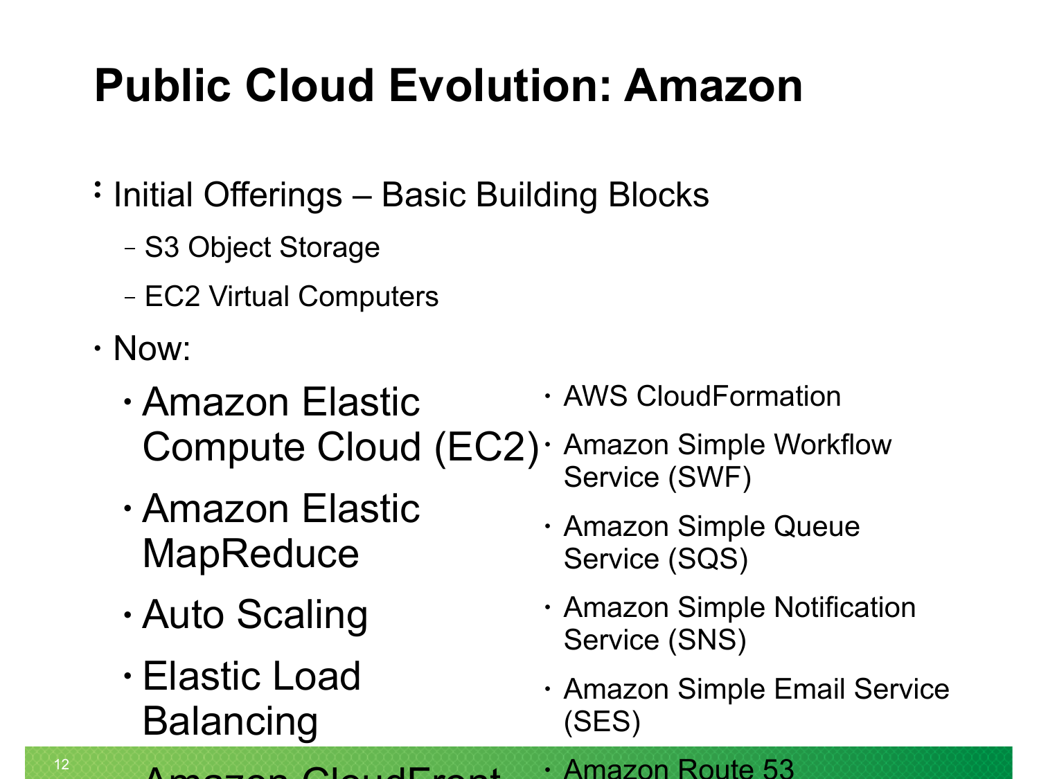# Public Cloud Evolution: Amazon

- Initial Offerings – Basic Building Blocks
  - S3 Object Storage
  - EC2 Virtual Computers
- Now:
  - Amazon Elastic Compute Cloud (EC2)
  - Amazon Elastic MapReduce
  - Auto Scaling
  - Elastic Load Balancing
  - Amazon CloudFront
  - AWS CloudFormation
  - Amazon Simple Workflow Service (SWF)
  - Amazon Simple Queue Service (SQS)
  - Amazon Simple Notification Service (SNS)
  - Amazon Simple Email Service (SES)
  - Amazon Route 53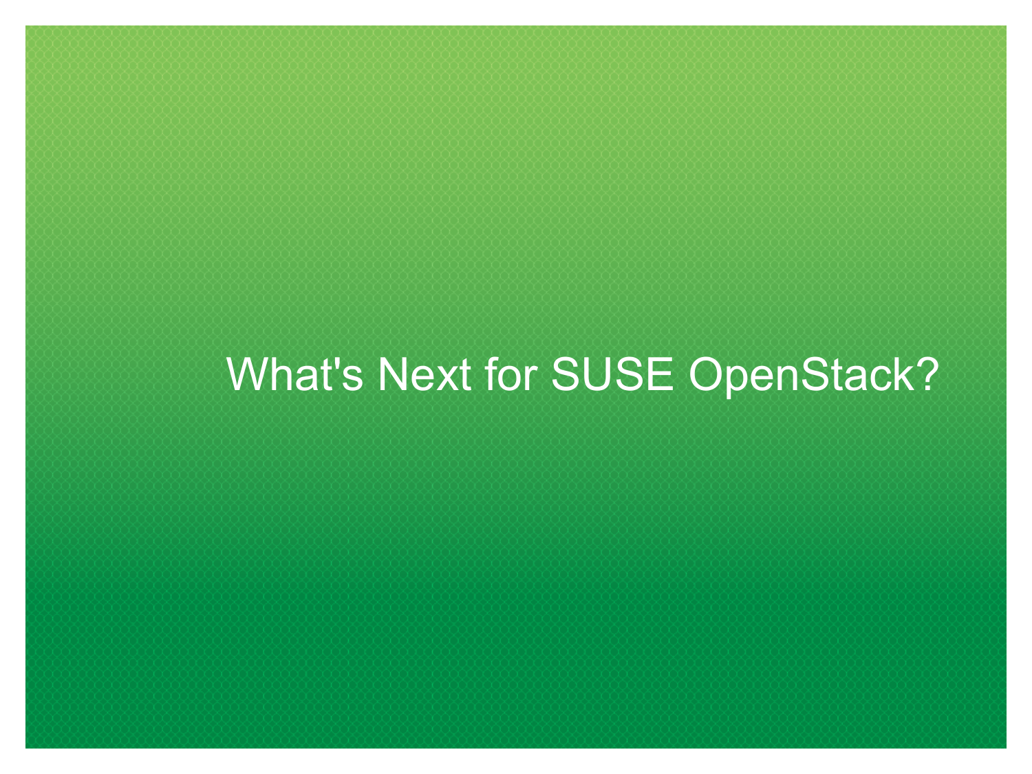# What's Next for SUSE OpenStack?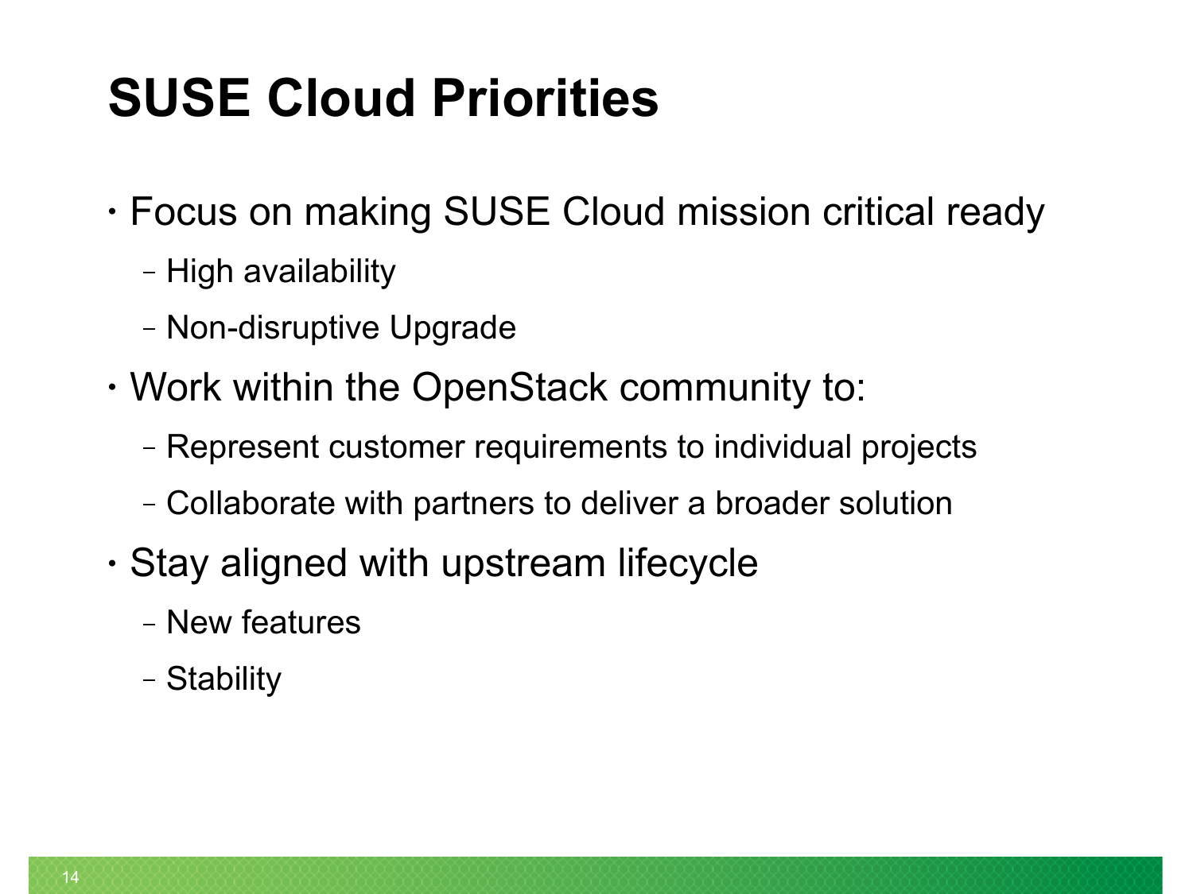# SUSE Cloud Priorities

- Focus on making SUSE Cloud mission critical ready
  - High availability
  - Non-disruptive Upgrade
- Work within the OpenStack community to:
  - Represent customer requirements to individual projects
  - Collaborate with partners to deliver a broader solution
- Stay aligned with upstream lifecycle
  - New features
  - Stability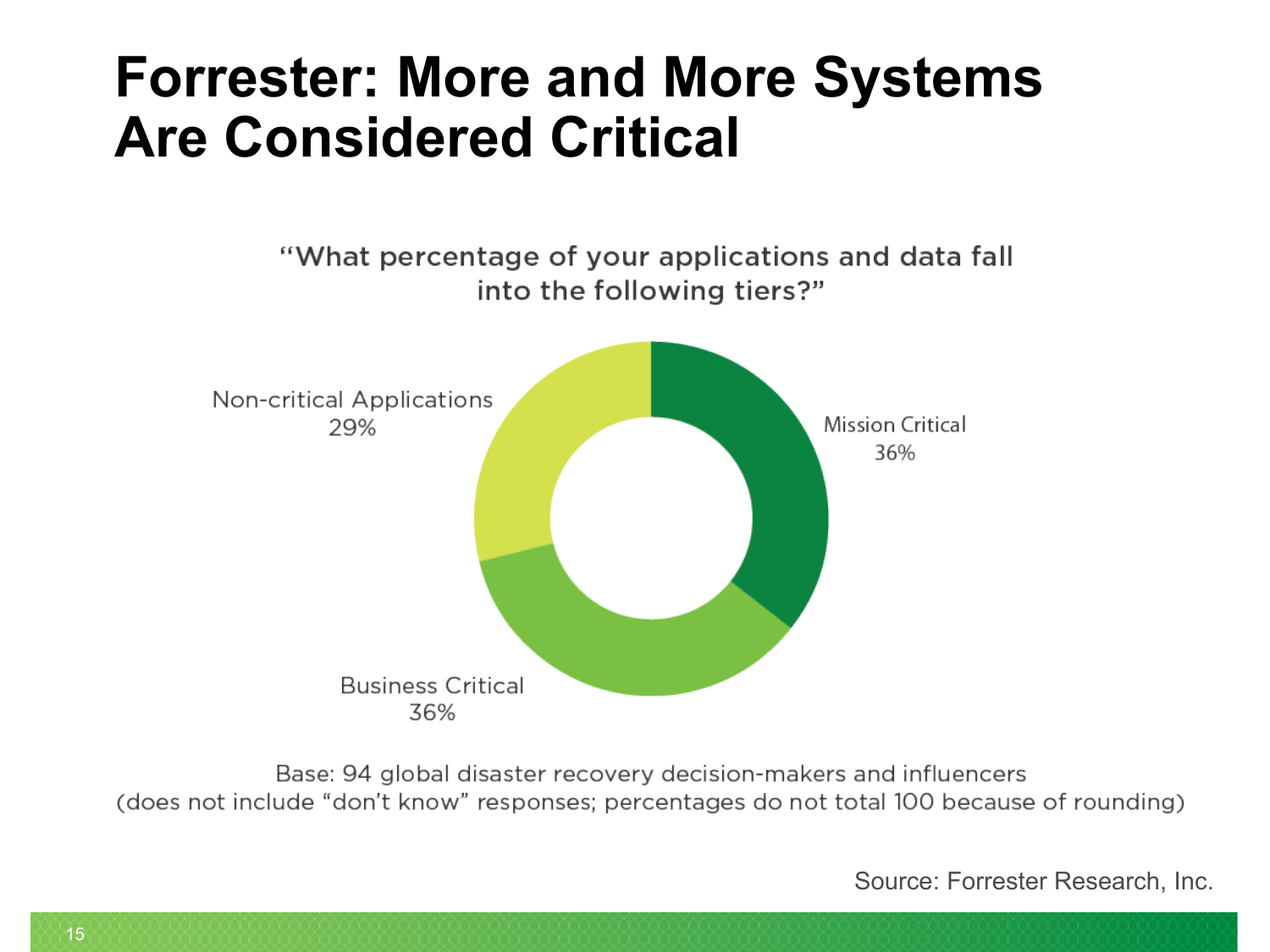# Forrester: More and More Systems Are Considered Critical

"What percentage of your applications and data fall into the following tiers?"

Non-critical Applications
29%

Mission Critical
36%

Business Critical
36%

Base: 94 global disaster recovery decision-makers and influencers
(does not include "don't know" responses; percentages do not total 100 because of rounding)

Source: Forrester Research, Inc.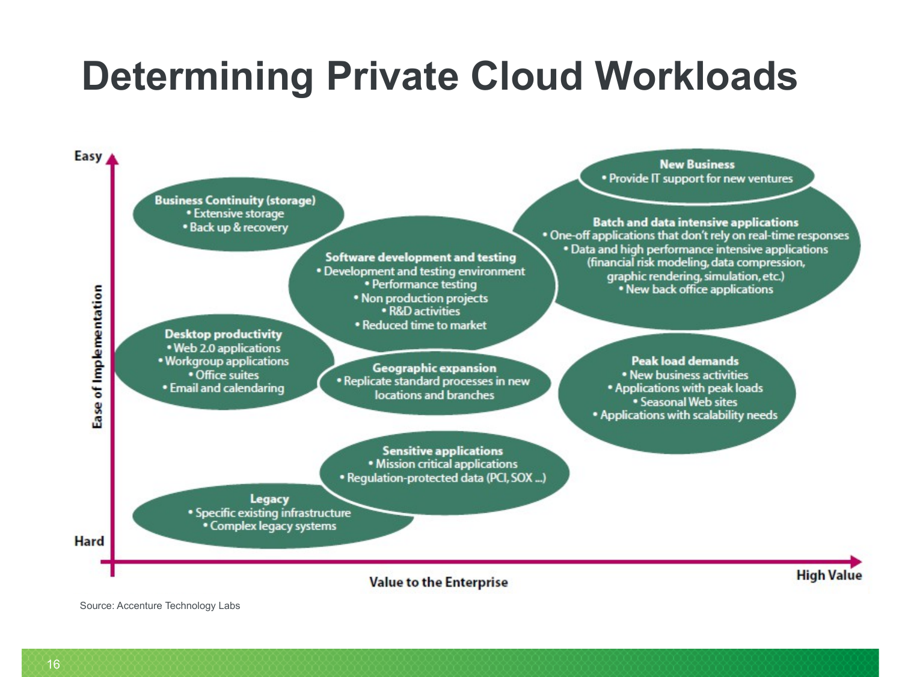# Determining Private Cloud Workloads

Easy

**Business Continuity (storage)**
- Extensive storage
- Back up & recovery

**New Business**
- Provide IT support for new ventures

**Batch and data intensive applications**
- One-off applications that don't rely on real-time responses
- Data and high performance intensive applications (financial risk modeling, data compression, graphic rendering, simulation, etc.)
- New back office applications

**Software development and testing**
- Development and testing environment
- Performance testing
- Non production projects
- R&D activities
- Reduced time to market

**Desktop productivity**
- Web 2.0 applications
- Workgroup applications
- Office suites
- Email and calendaring

**Geographic expansion**
- Replicate standard processes in new locations and branches

**Peak load demands**
- New business activities
- Applications with peak loads
- Seasonal Web sites
- Applications with scalability needs

**Sensitive applications**
- Mission critical applications
- Regulation-protected data (PCI, SOX ...)

**Legacy**
- Specific existing infrastructure
- Complex legacy systems

Hard

Ease of Implementation

Value to the Enterprise

High Value

Source: Accenture Technology Labs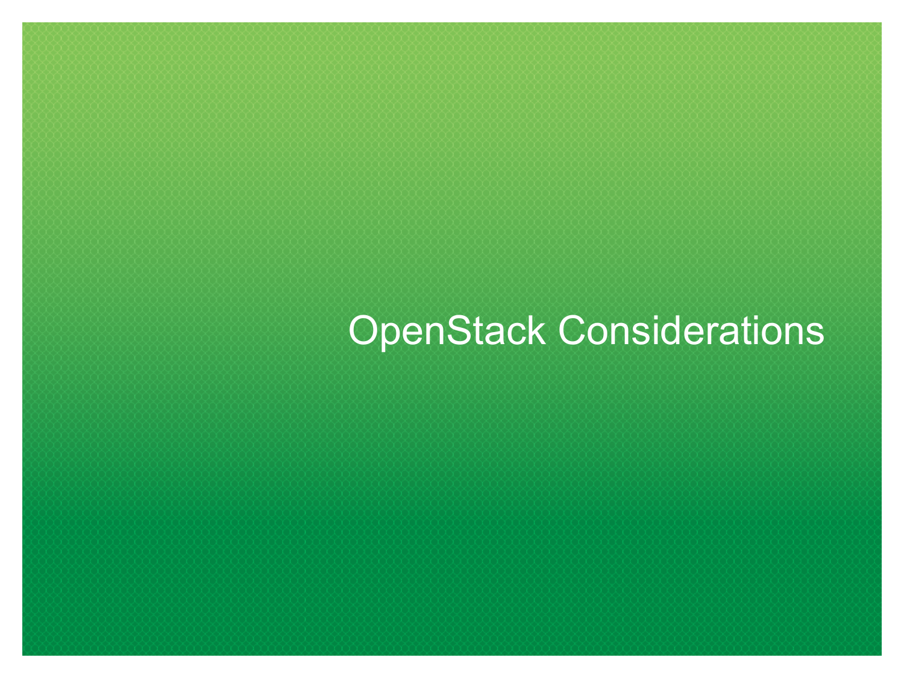# OpenStack Considerations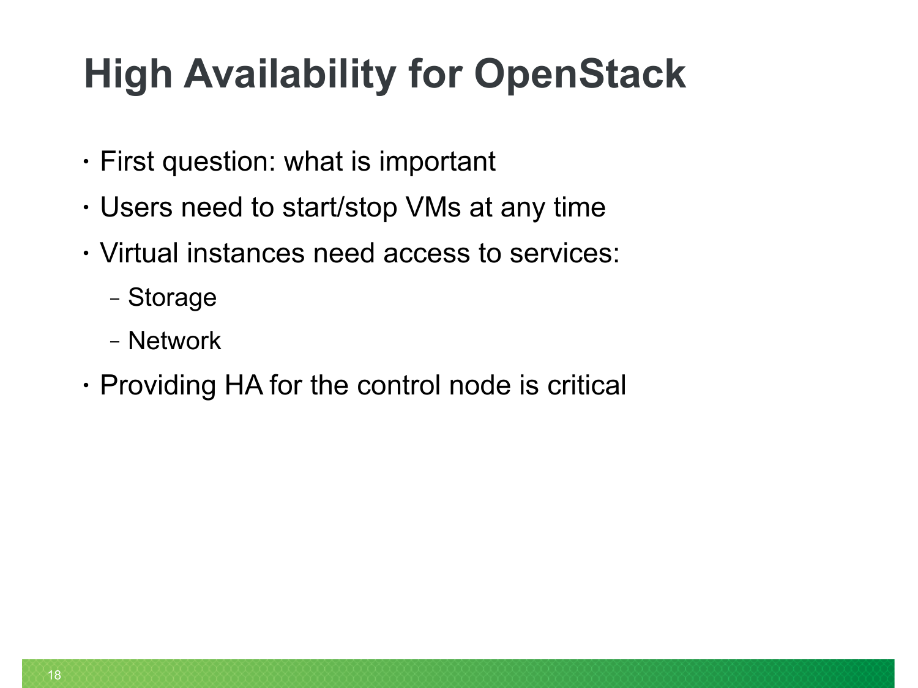# High Availability for OpenStack

- First question: what is important
- Users need to start/stop VMs at any time
- Virtual instances need access to services:
  - Storage
  - Network
- Providing HA for the control node is critical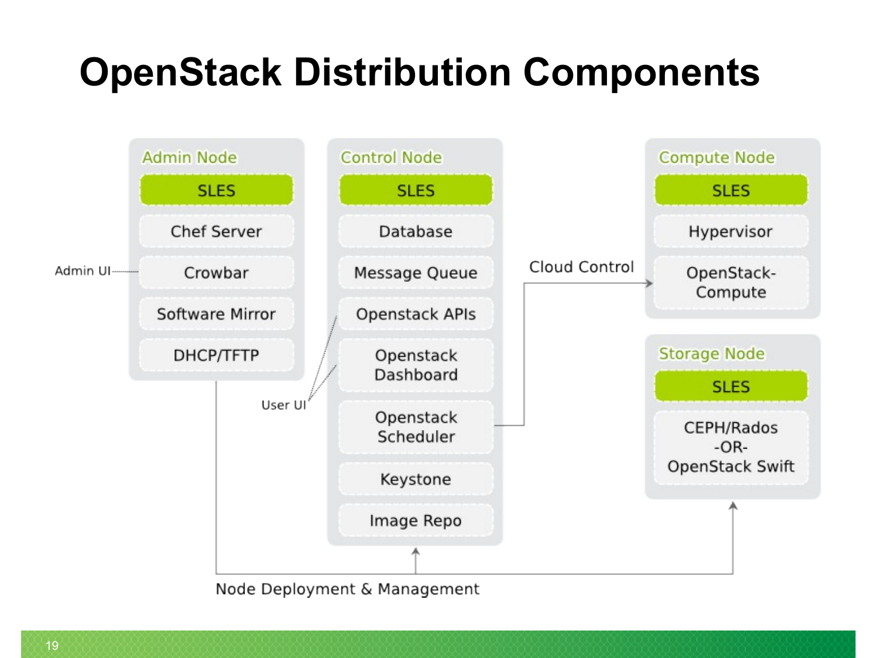# OpenStack Distribution Components

**Admin Node**
- SLES
- Chef Server
- Crowbar (Admin UI)
- Software Mirror
- DHCP/TFTP

**Control Node**
- SLES
- Database
- Message Queue
- Openstack APIs
- Openstack Dashboard
- Openstack Scheduler
- Keystone
- Image Repo

User UI

Cloud Control

**Compute Node**
- SLES
- Hypervisor
- OpenStack-Compute

**Storage Node**
- SLES
- CEPH/Rados -OR- OpenStack Swift

Node Deployment & Management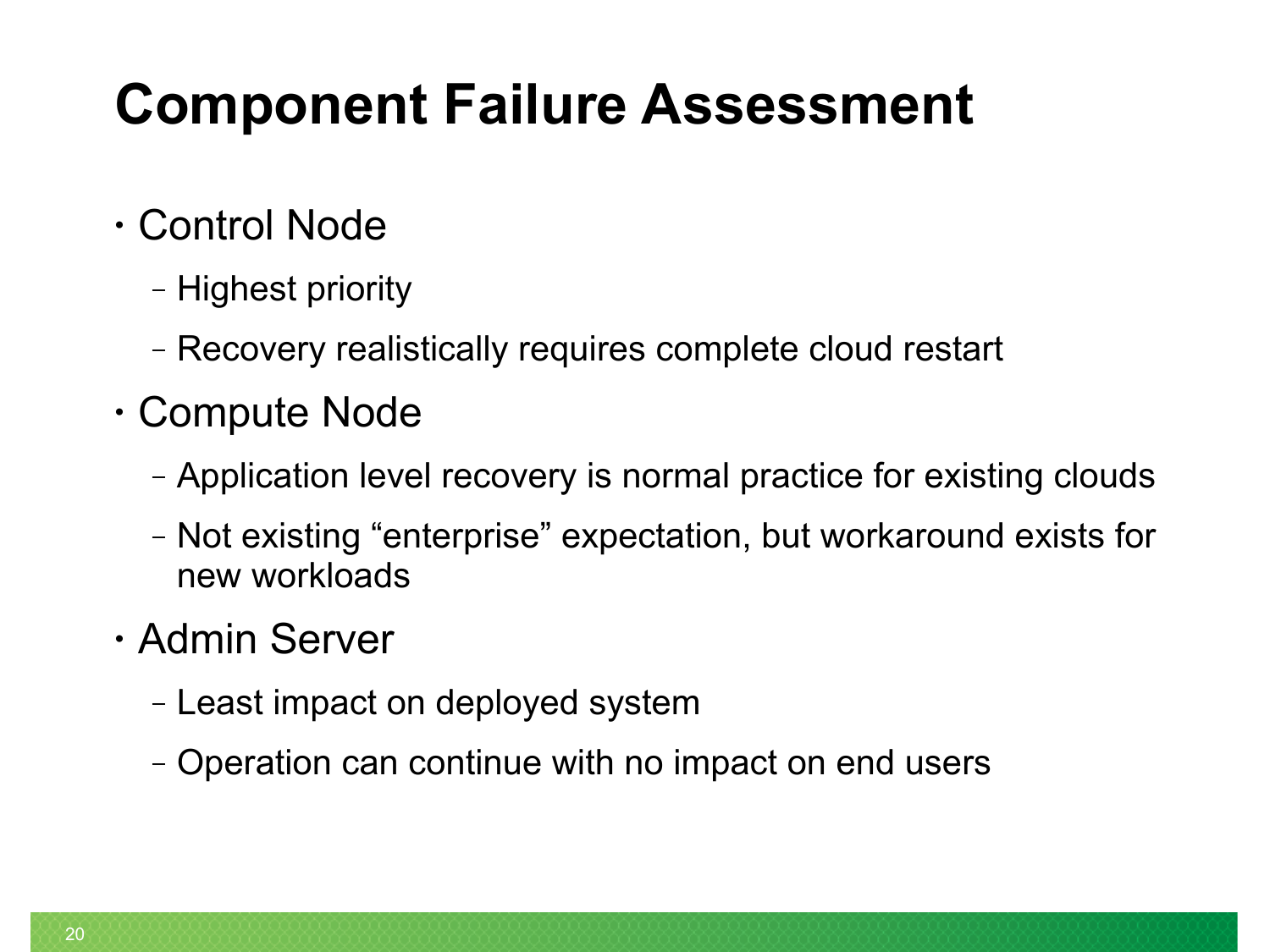# Component Failure Assessment

- Control Node
  - Highest priority
  - Recovery realistically requires complete cloud restart
- Compute Node
  - Application level recovery is normal practice for existing clouds
  - Not existing “enterprise” expectation, but workaround exists for new workloads
- Admin Server
  - Least impact on deployed system
  - Operation can continue with no impact on end users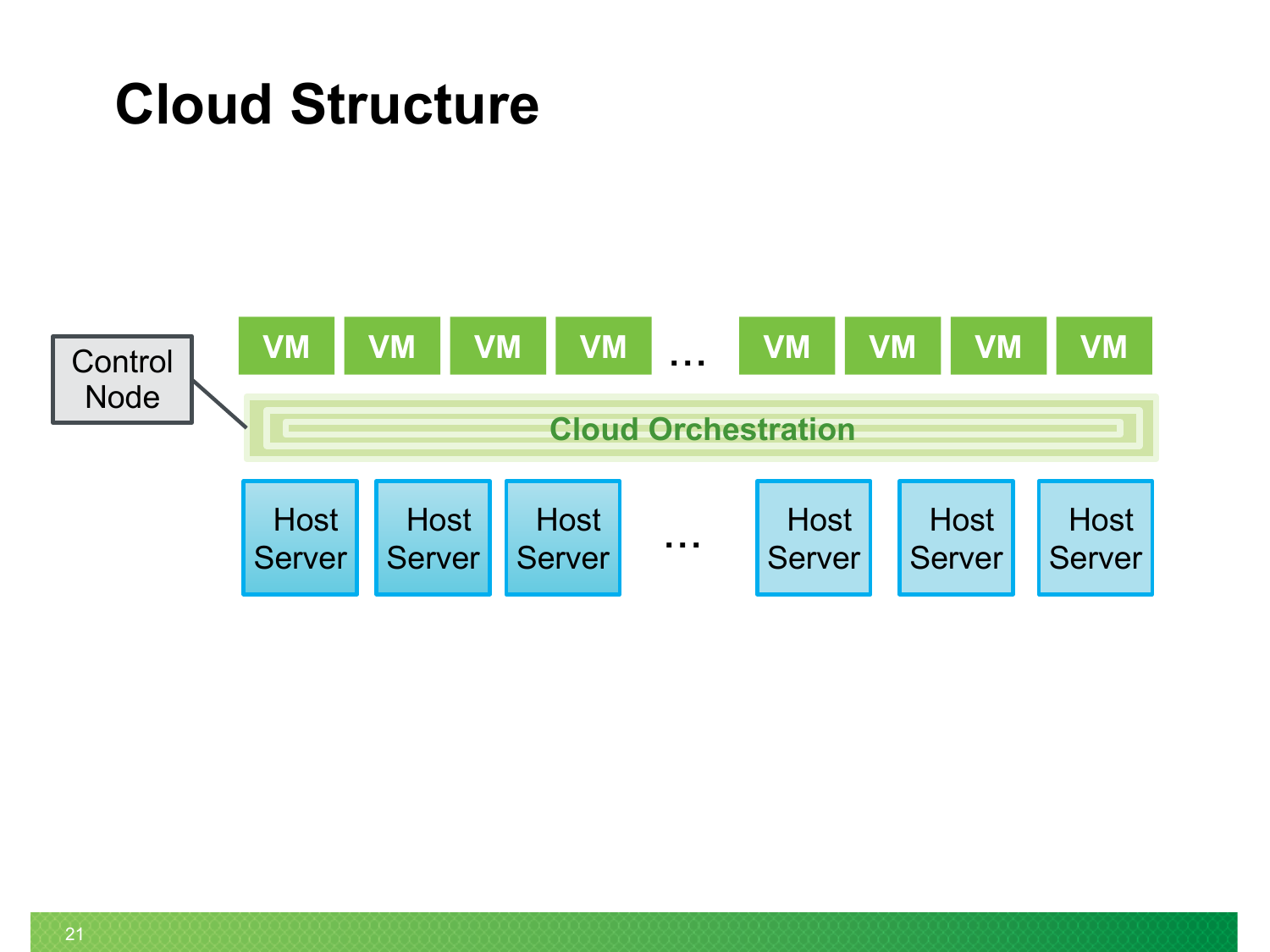# Cloud Structure

Control Node

VM VM VM VM … VM VM VM VM

Cloud Orchestration

Host Server | Host Server | Host Server | … | Host Server | Host Server | Host Server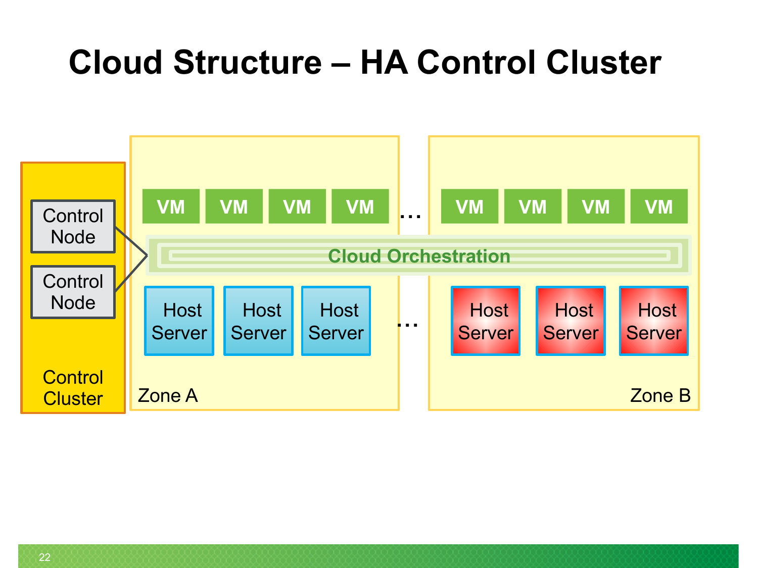# Cloud Structure – HA Control Cluster

Control Node

Control Node

Control Cluster

VM VM VM VM … VM VM VM VM

Cloud Orchestration

Host Server Host Server Host Server … Host Server Host Server Host Server

Zone A

Zone B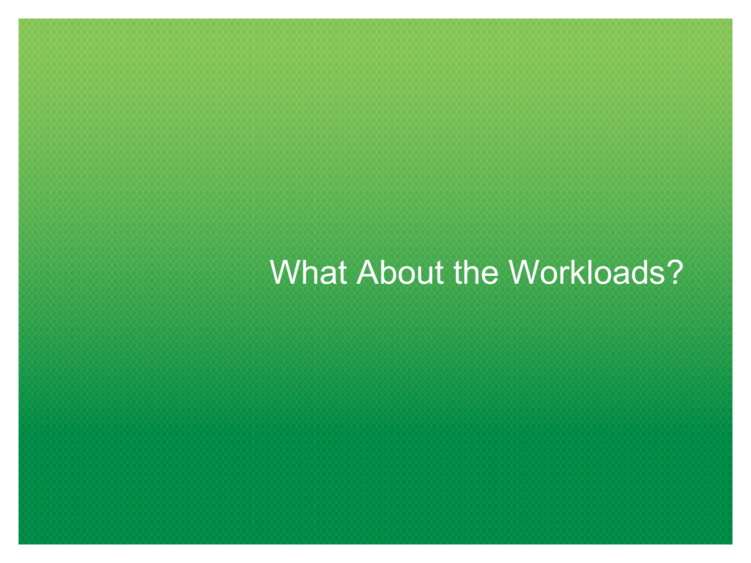# What About the Workloads?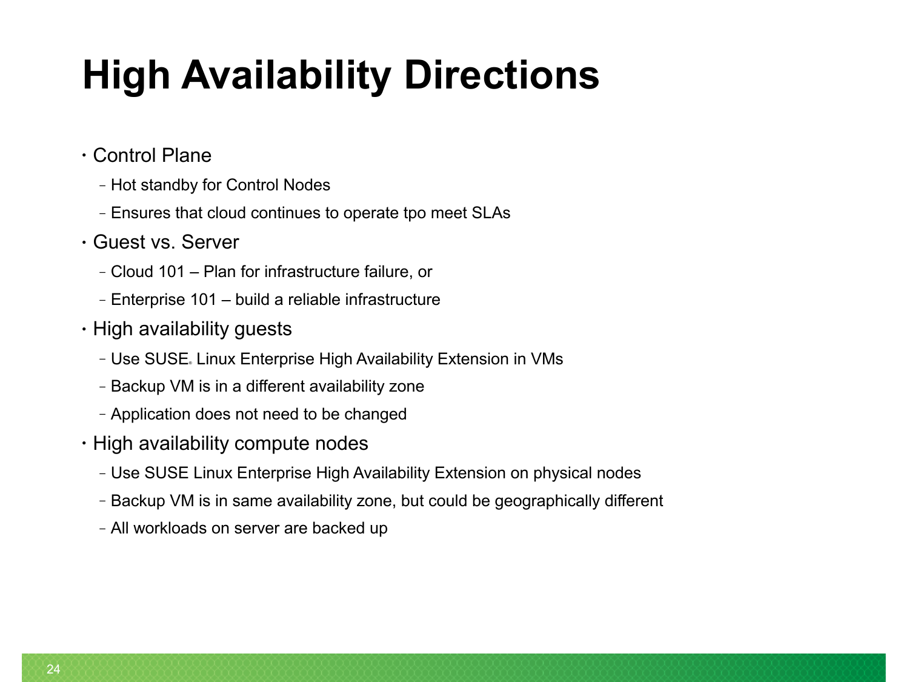# High Availability Directions

- Control Plane
  - Hot standby for Control Nodes
  - Ensures that cloud continues to operate tpo meet SLAs
- Guest vs. Server
  - Cloud 101 – Plan for infrastructure failure, or
  - Enterprise 101 – build a reliable infrastructure
- High availability guests
  - Use SUSE® Linux Enterprise High Availability Extension in VMs
  - Backup VM is in a different availability zone
  - Application does not need to be changed
- High availability compute nodes
  - Use SUSE Linux Enterprise High Availability Extension on physical nodes
  - Backup VM is in same availability zone, but could be geographically different
  - All workloads on server are backed up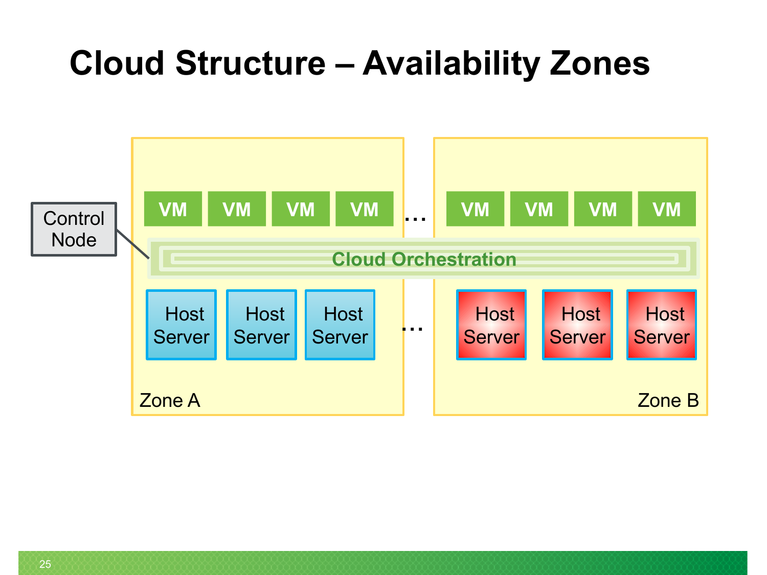# Cloud Structure – Availability Zones

Control Node

VM VM VM VM … VM VM VM VM

Cloud Orchestration

Host Server Host Server Host Server … Host Server Host Server Host Server

Zone A

Zone B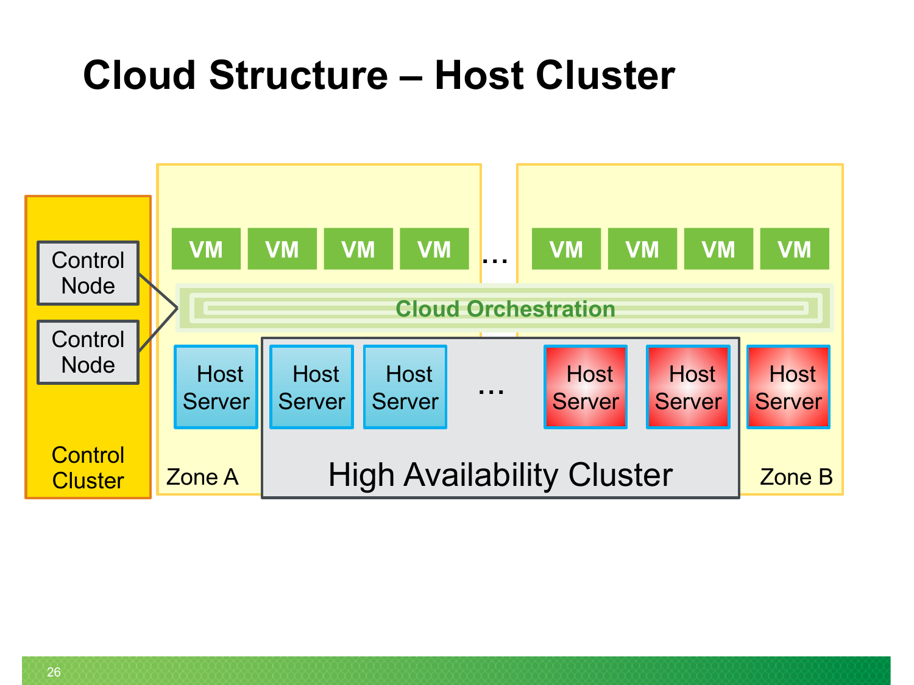# Cloud Structure – Host Cluster

Control Node

Control Node

Control Cluster

VM VM VM VM … VM VM VM VM

Cloud Orchestration

Host Server Host Server Host Server … Host Server Host Server Host Server

Zone A

High Availability Cluster

Zone B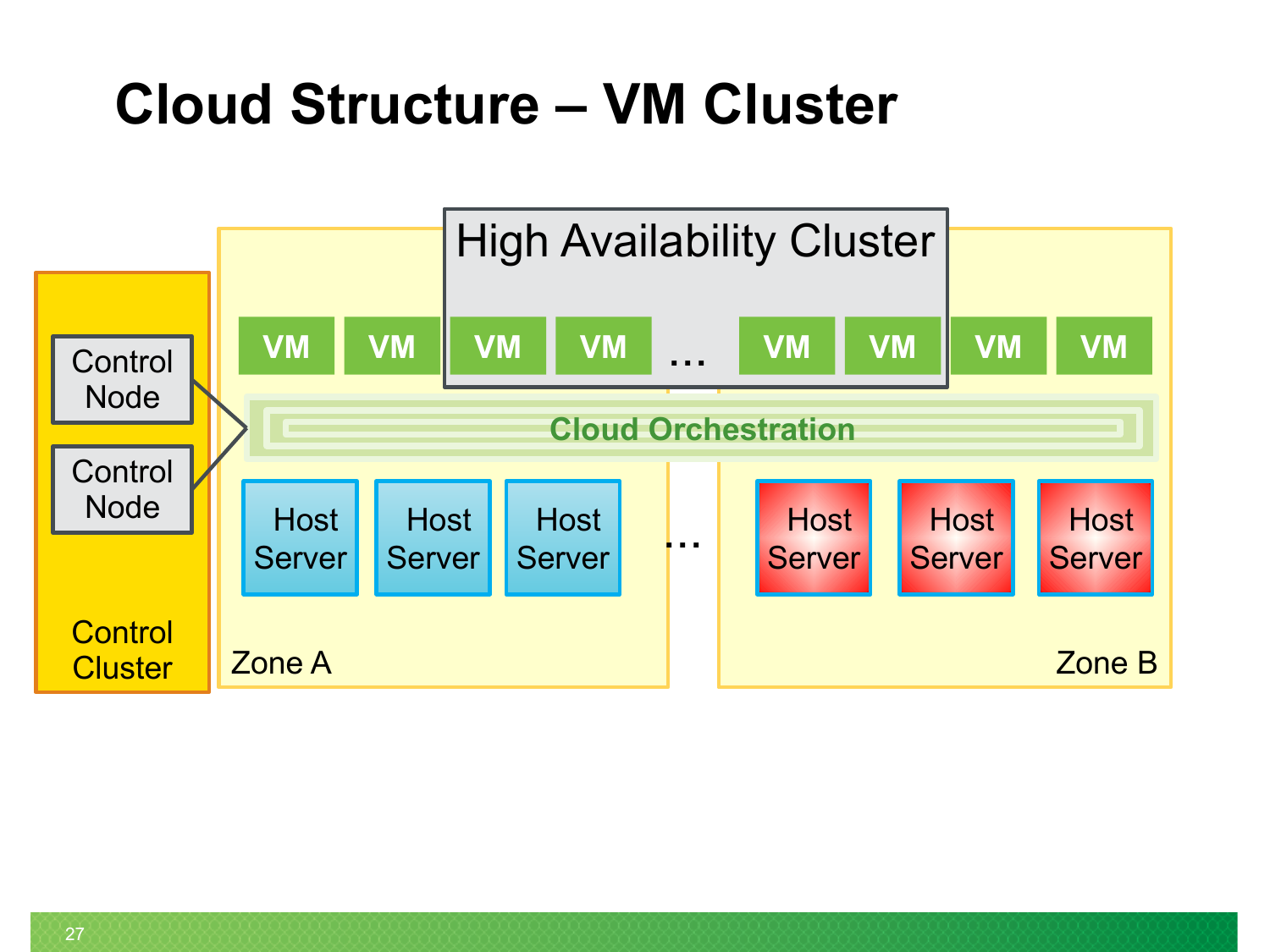# Cloud Structure – VM Cluster

High Availability Cluster

VM VM VM VM … VM VM VM VM

Cloud Orchestration

Control Node

Control Node

Control Cluster

Host Server | Host Server | Host Server … Host Server | Host Server | Host Server

Zone A

Zone B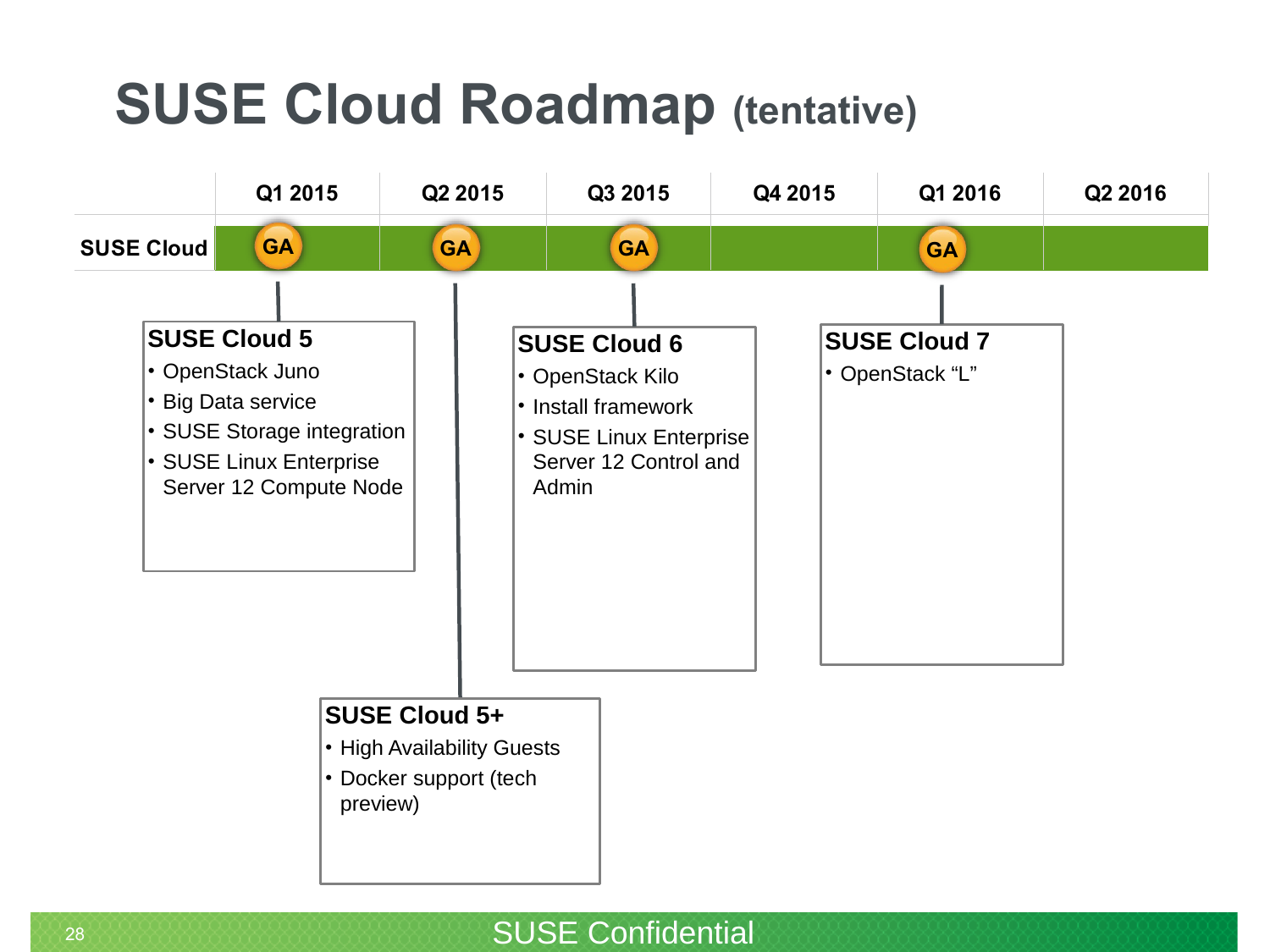# SUSE Cloud Roadmap (tentative)

| | Q1 2015 | Q2 2015 | Q3 2015 | Q4 2015 | Q1 2016 | Q2 2016 |
|---|---|---|---|---|---|---|
| SUSE Cloud | GA | GA | GA | | GA | |

**SUSE Cloud 5** (GA Q1 2015)

- OpenStack Juno
- Big Data service
- SUSE Storage integration
- SUSE Linux Enterprise Server 12 Compute Node

**SUSE Cloud 5+** (GA Q2 2015)

- High Availability Guests
- Docker support (tech preview)

**SUSE Cloud 6** (GA Q3 2015)

- OpenStack Kilo
- Install framework
- SUSE Linux Enterprise Server 12 Control and Admin

**SUSE Cloud 7** (GA Q1 2016)

- OpenStack “L”

SUSE Confidential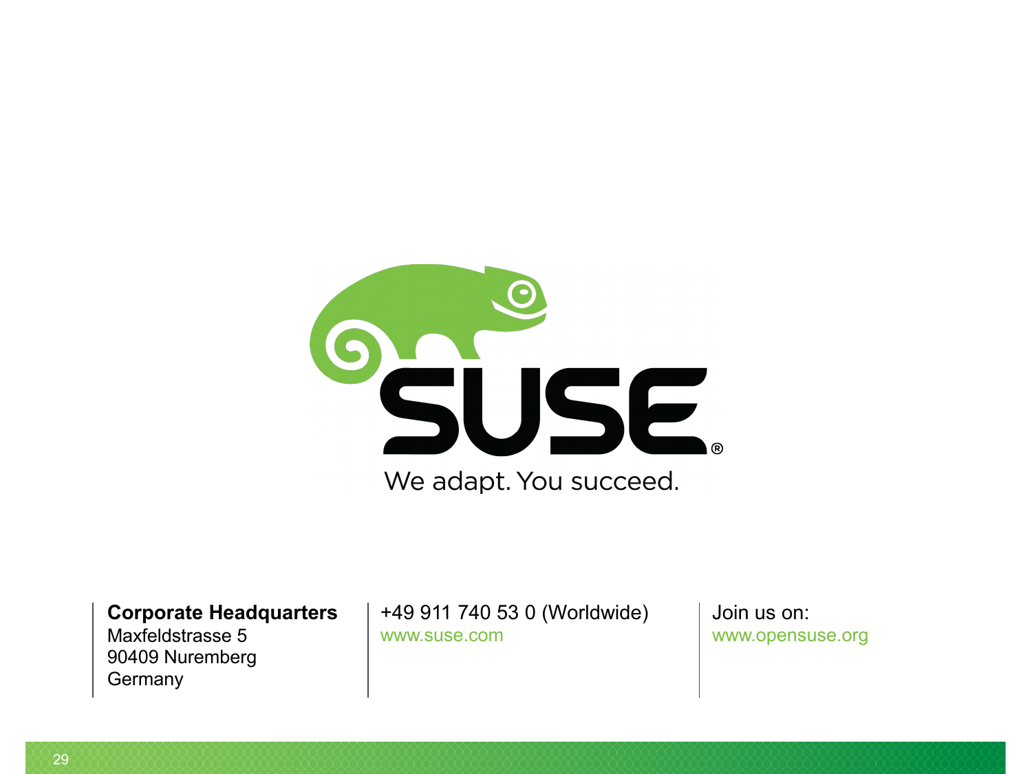We adapt. You succeed.

**Corporate Headquarters**
Maxfeldstrasse 5
90409 Nuremberg
Germany

+49 911 740 53 0 (Worldwide)
www.suse.com

Join us on:
www.opensuse.org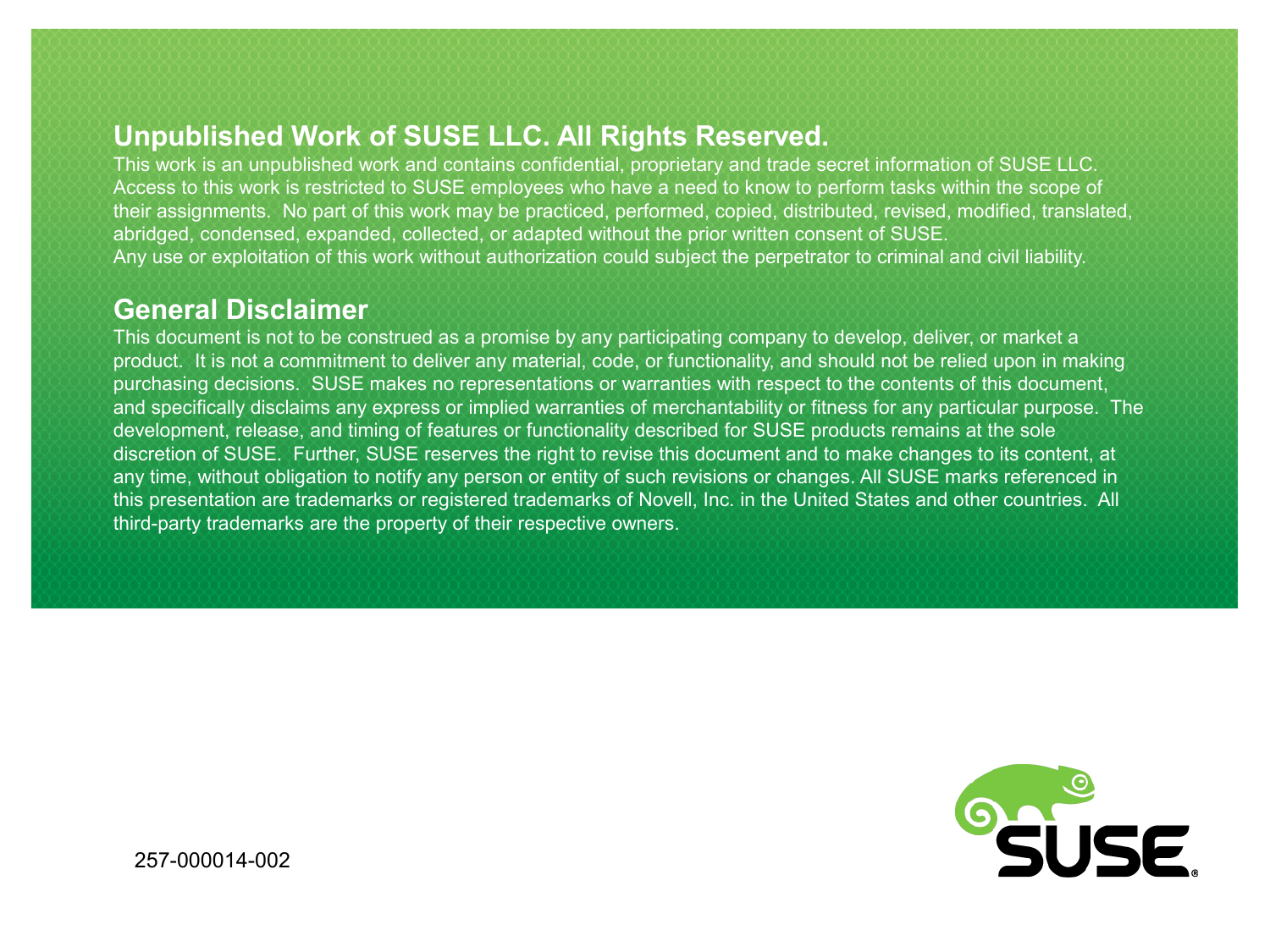## Unpublished Work of SUSE LLC. All Rights Reserved.

This work is an unpublished work and contains confidential, proprietary and trade secret information of SUSE LLC. Access to this work is restricted to SUSE employees who have a need to know to perform tasks within the scope of their assignments. No part of this work may be practiced, performed, copied, distributed, revised, modified, translated, abridged, condensed, expanded, collected, or adapted without the prior written consent of SUSE. Any use or exploitation of this work without authorization could subject the perpetrator to criminal and civil liability.

## General Disclaimer

This document is not to be construed as a promise by any participating company to develop, deliver, or market a product. It is not a commitment to deliver any material, code, or functionality, and should not be relied upon in making purchasing decisions. SUSE makes no representations or warranties with respect to the contents of this document, and specifically disclaims any express or implied warranties of merchantability or fitness for any particular purpose. The development, release, and timing of features or functionality described for SUSE products remains at the sole discretion of SUSE. Further, SUSE reserves the right to revise this document and to make changes to its content, at any time, without obligation to notify any person or entity of such revisions or changes. All SUSE marks referenced in this presentation are trademarks or registered trademarks of Novell, Inc. in the United States and other countries. All third-party trademarks are the property of their respective owners.

257-000014-002